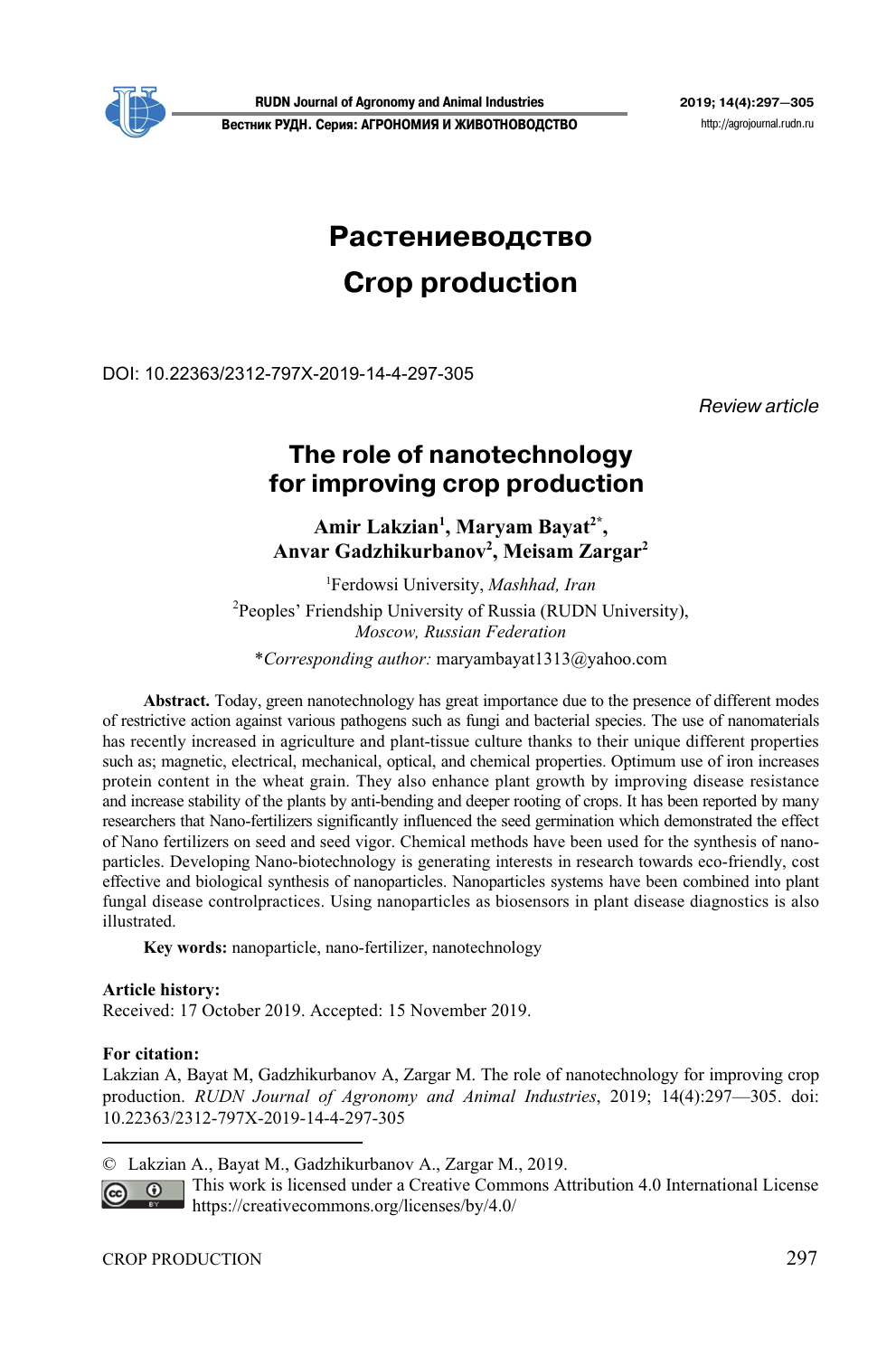# Растениеводство

# Crop production

DOI: 10.22363/2312-797X-2019-14-4-297-305

*Review article*

## The role of nanotechnology for improving crop production

**Amir Lakzian[1], Maryam Bayat[2*], Anvar Gadzhikurbanov[2], Meisam Zargar[2]**

[1]Ferdowsi University, *Mashhad, Iran*

[2]Peoples' Friendship University of Russia (RUDN University), *Moscow, Russian Federation*

\**Corresponding author:* maryambayat1313@yahoo.com

**Abstract.** Today, green nanotechnology has great importance due to the presence of different modes of restrictive action against various pathogens such as fungi and bacterial species. The use of nanomaterials has recently increased in agriculture and plant-tissue culture thanks to their unique different properties such as; magnetic, electrical, mechanical, optical, and chemical properties. Optimum use of iron increases protein content in the wheat grain. They also enhance plant growth by improving disease resistance and increase stability of the plants by anti-bending and deeper rooting of crops. It has been reported by many researchers that Nano-fertilizers significantly influenced the seed germination which demonstrated the effect of Nano fertilizers on seed and seed vigor. Chemical methods have been used for the synthesis of nano-particles. Developing Nano-biotechnology is generating interests in research towards eco-friendly, cost effective and biological synthesis of nanoparticles. Nanoparticles systems have been combined into plant fungal disease controlpractices. Using nanoparticles as biosensors in plant disease diagnostics is also illustrated.

**Key words:** nanoparticle, nano-fertilizer, nanotechnology

**Article history:**
Received: 17 October 2019. Accepted: 15 November 2019.

**For citation:**
Lakzian A, Bayat M, Gadzhikurbanov A, Zargar M. The role of nanotechnology for improving crop production. *RUDN Journal of Agronomy and Animal Industries*, 2019; 14(4):297—305. doi: 10.22363/2312-797X-2019-14-4-297-305

© Lakzian A., Bayat M., Gadzhikurbanov A., Zargar M., 2019.

This work is licensed under a Creative Commons Attribution 4.0 International License https://creativecommons.org/licenses/by/4.0/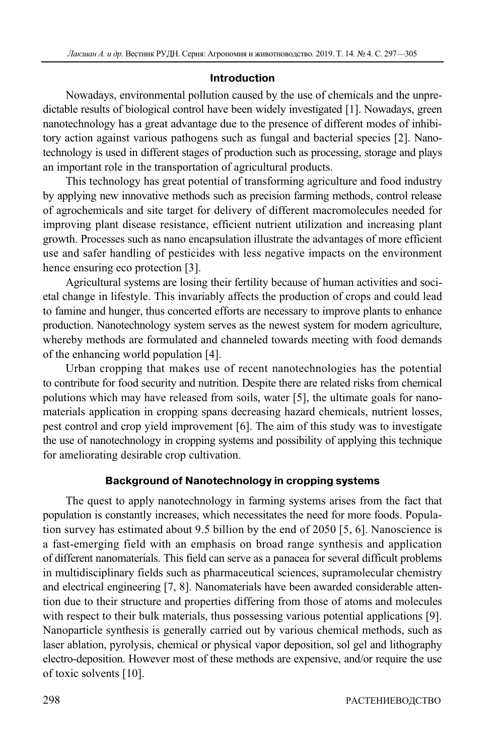## Introduction

Nowadays, environmental pollution caused by the use of chemicals and the unpredictable results of biological control have been widely investigated [1]. Nowadays, green nanotechnology has a great advantage due to the presence of different modes of inhibitory action against various pathogens such as fungal and bacterial species [2]. Nanotechnology is used in different stages of production such as processing, storage and plays an important role in the transportation of agricultural products.

This technology has great potential of transforming agriculture and food industry by applying new innovative methods such as precision farming methods, control release of agrochemicals and site target for delivery of different macromolecules needed for improving plant disease resistance, efficient nutrient utilization and increasing plant growth. Processes such as nano encapsulation illustrate the advantages of more efficient use and safer handling of pesticides with less negative impacts on the environment hence ensuring eco protection [3].

Agricultural systems are losing their fertility because of human activities and societal change in lifestyle. This invariably affects the production of crops and could lead to famine and hunger, thus concerted efforts are necessary to improve plants to enhance production. Nanotechnology system serves as the newest system for modern agriculture, whereby methods are formulated and channeled towards meeting with food demands of the enhancing world population [4].

Urban cropping that makes use of recent nanotechnologies has the potential to contribute for food security and nutrition. Despite there are related risks from chemical polutions which may have released from soils, water [5], the ultimate goals for nanomaterials application in cropping spans decreasing hazard chemicals, nutrient losses, pest control and crop yield improvement [6]. The aim of this study was to investigate the use of nanotechnology in cropping systems and possibility of applying this technique for ameliorating desirable crop cultivation.

## Background of Nanotechnology in cropping systems

The quest to apply nanotechnology in farming systems arises from the fact that population is constantly increases, which necessitates the need for more foods. Population survey has estimated about 9.5 billion by the end of 2050 [5, 6]. Nanoscience is a fast-emerging field with an emphasis on broad range synthesis and application of different nanomaterials. This field can serve as a panacea for several difficult problems in multidisciplinary fields such as pharmaceutical sciences, supramolecular chemistry and electrical engineering [7, 8]. Nanomaterials have been awarded considerable attention due to their structure and properties differing from those of atoms and molecules with respect to their bulk materials, thus possessing various potential applications [9]. Nanoparticle synthesis is generally carried out by various chemical methods, such as laser ablation, pyrolysis, chemical or physical vapor deposition, sol gel and lithography electro-deposition. However most of these methods are expensive, and/or require the use of toxic solvents [10].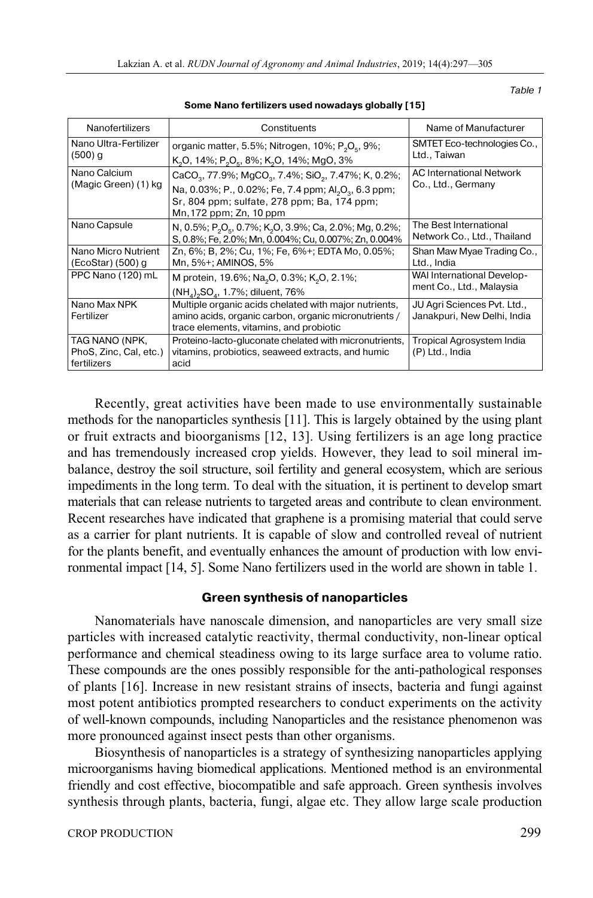*Table 1*

**Some Nano fertilizers used nowadays globally [15]**

| Nanofertilizers | Constituents | Name of Manufacturer |
|---|---|---|
| Nano Ultra-Fertilizer (500) g | organic matter, 5.5%; Nitrogen, 10%; $P_2O_5$, 9%; $K_2O$, 14%; $P_2O_5$, 8%; $K_2O$, 14%; MgO, 3% | SMTET Eco-technologies Co., Ltd., Taiwan |
| Nano Calcium (Magic Green) (1) kg | $CaCO_3$, 77.9%; $MgCO_3$, 7.4%; $SiO_2$, 7.47%; K, 0.2%; Na, 0.03%; P., 0.02%; Fe, 7.4 ppm; $Al_2O_3$, 6.3 ppm; Sr, 804 ppm; sulfate, 278 ppm; Ba, 174 ppm; Mn,172 ppm; Zn, 10 ppm | AC International Network Co., Ltd., Germany |
| Nano Capsule | N, 0.5%; $P_2O_5$, 0.7%; $K_2O$, 3.9%; Ca, 2.0%; Mg, 0.2%; S, 0.8%; Fe, 2.0%; Mn, 0.004%; Cu, 0.007%; Zn, 0.004% | The Best International Network Co., Ltd., Thailand |
| Nano Micro Nutrient (EcoStar) (500) g | Zn, 6%; B, 2%; Cu, 1%; Fe, 6%+; EDTA Mo, 0.05%; Mn, 5%+; AMINOS, 5% | Shan Maw Myae Trading Co., Ltd., India |
| PPC Nano (120) mL | M protein, 19.6%; $Na_2O$, 0.3%; $K_2O$, 2.1%; $(NH_4)_2SO_4$, 1.7%; diluent, 76% | WAI International Development Co., Ltd., Malaysia |
| Nano Max NPK Fertilizer | Multiple organic acids chelated with major nutrients, amino acids, organic carbon, organic micronutrients / trace elements, vitamins, and probiotic | JU Agri Sciences Pvt. Ltd., Janakpuri, New Delhi, India |
| TAG NANO (NPK, PhoS, Zinc, Cal, etc.) fertilizers | Proteino-lacto-gluconate chelated with micronutrients, vitamins, probiotics, seaweed extracts, and humic acid | Tropical Agrosystem India (P) Ltd., India |

Recently, great activities have been made to use environmentally sustainable methods for the nanoparticles synthesis [11]. This is largely obtained by the using plant or fruit extracts and bioorganisms [12, 13]. Using fertilizers is an age long practice and has tremendously increased crop yields. However, they lead to soil mineral imbalance, destroy the soil structure, soil fertility and general ecosystem, which are serious impediments in the long term. To deal with the situation, it is pertinent to develop smart materials that can release nutrients to targeted areas and contribute to clean environment. Recent researches have indicated that graphene is a promising material that could serve as a carrier for plant nutrients. It is capable of slow and controlled reveal of nutrient for the plants benefit, and eventually enhances the amount of production with low environmental impact [14, 5]. Some Nano fertilizers used in the world are shown in table 1.

## Green synthesis of nanoparticles

Nanomaterials have nanoscale dimension, and nanoparticles are very small size particles with increased catalytic reactivity, thermal conductivity, non-linear optical performance and chemical steadiness owing to its large surface area to volume ratio. These compounds are the ones possibly responsible for the anti-pathological responses of plants [16]. Increase in new resistant strains of insects, bacteria and fungi against most potent antibiotics prompted researchers to conduct experiments on the activity of well-known compounds, including Nanoparticles and the resistance phenomenon was more pronounced against insect pests than other organisms.

Biosynthesis of nanoparticles is a strategy of synthesizing nanoparticles applying microorganisms having biomedical applications. Mentioned method is an environmental friendly and cost effective, biocompatible and safe approach. Green synthesis involves synthesis through plants, bacteria, fungi, algae etc. They allow large scale production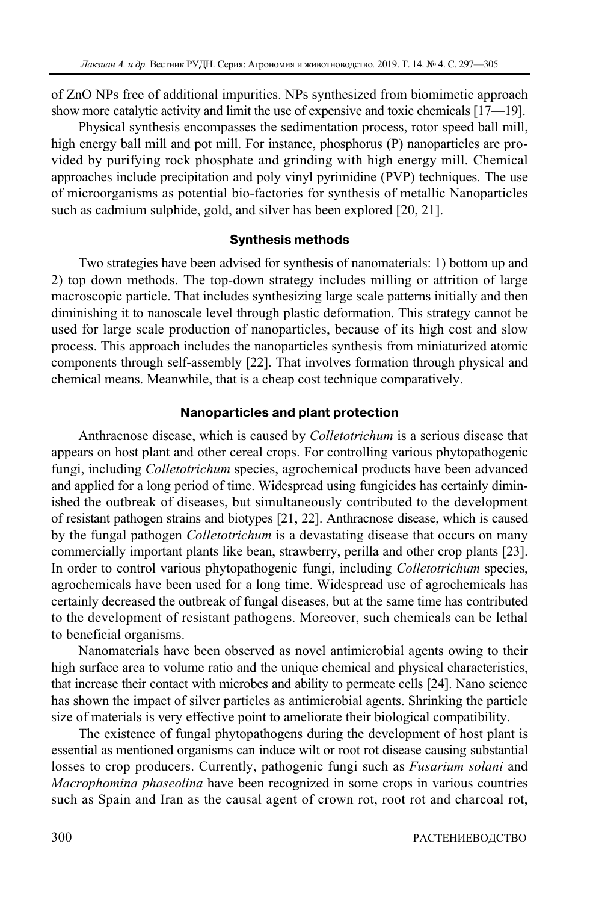of ZnO NPs free of additional impurities. NPs synthesized from biomimetic approach show more catalytic activity and limit the use of expensive and toxic chemicals [17—19].

Physical synthesis encompasses the sedimentation process, rotor speed ball mill, high energy ball mill and pot mill. For instance, phosphorus (P) nanoparticles are provided by purifying rock phosphate and grinding with high energy mill. Chemical approaches include precipitation and poly vinyl pyrimidine (PVP) techniques. The use of microorganisms as potential bio-factories for synthesis of metallic Nanoparticles such as cadmium sulphide, gold, and silver has been explored [20, 21].

### Synthesis methods

Two strategies have been advised for synthesis of nanomaterials: 1) bottom up and 2) top down methods. The top-down strategy includes milling or attrition of large macroscopic particle. That includes synthesizing large scale patterns initially and then diminishing it to nanoscale level through plastic deformation. This strategy cannot be used for large scale production of nanoparticles, because of its high cost and slow process. This approach includes the nanoparticles synthesis from miniaturized atomic components through self-assembly [22]. That involves formation through physical and chemical means. Meanwhile, that is a cheap cost technique comparatively.

### Nanoparticles and plant protection

Anthracnose disease, which is caused by *Colletotrichum* is a serious disease that appears on host plant and other cereal crops. For controlling various phytopathogenic fungi, including *Colletotrichum* species, agrochemical products have been advanced and applied for a long period of time. Widespread using fungicides has certainly diminished the outbreak of diseases, but simultaneously contributed to the development of resistant pathogen strains and biotypes [21, 22]. Anthracnose disease, which is caused by the fungal pathogen *Colletotrichum* is a devastating disease that occurs on many commercially important plants like bean, strawberry, perilla and other crop plants [23]. In order to control various phytopathogenic fungi, including *Colletotrichum* species, agrochemicals have been used for a long time. Widespread use of agrochemicals has certainly decreased the outbreak of fungal diseases, but at the same time has contributed to the development of resistant pathogens. Moreover, such chemicals can be lethal to beneficial organisms.

Nanomaterials have been observed as novel antimicrobial agents owing to their high surface area to volume ratio and the unique chemical and physical characteristics, that increase their contact with microbes and ability to permeate cells [24]. Nano science has shown the impact of silver particles as antimicrobial agents. Shrinking the particle size of materials is very effective point to ameliorate their biological compatibility.

The existence of fungal phytopathogens during the development of host plant is essential as mentioned organisms can induce wilt or root rot disease causing substantial losses to crop producers. Currently, pathogenic fungi such as *Fusarium solani* and *Macrophomina phaseolina* have been recognized in some crops in various countries such as Spain and Iran as the causal agent of crown rot, root rot and charcoal rot,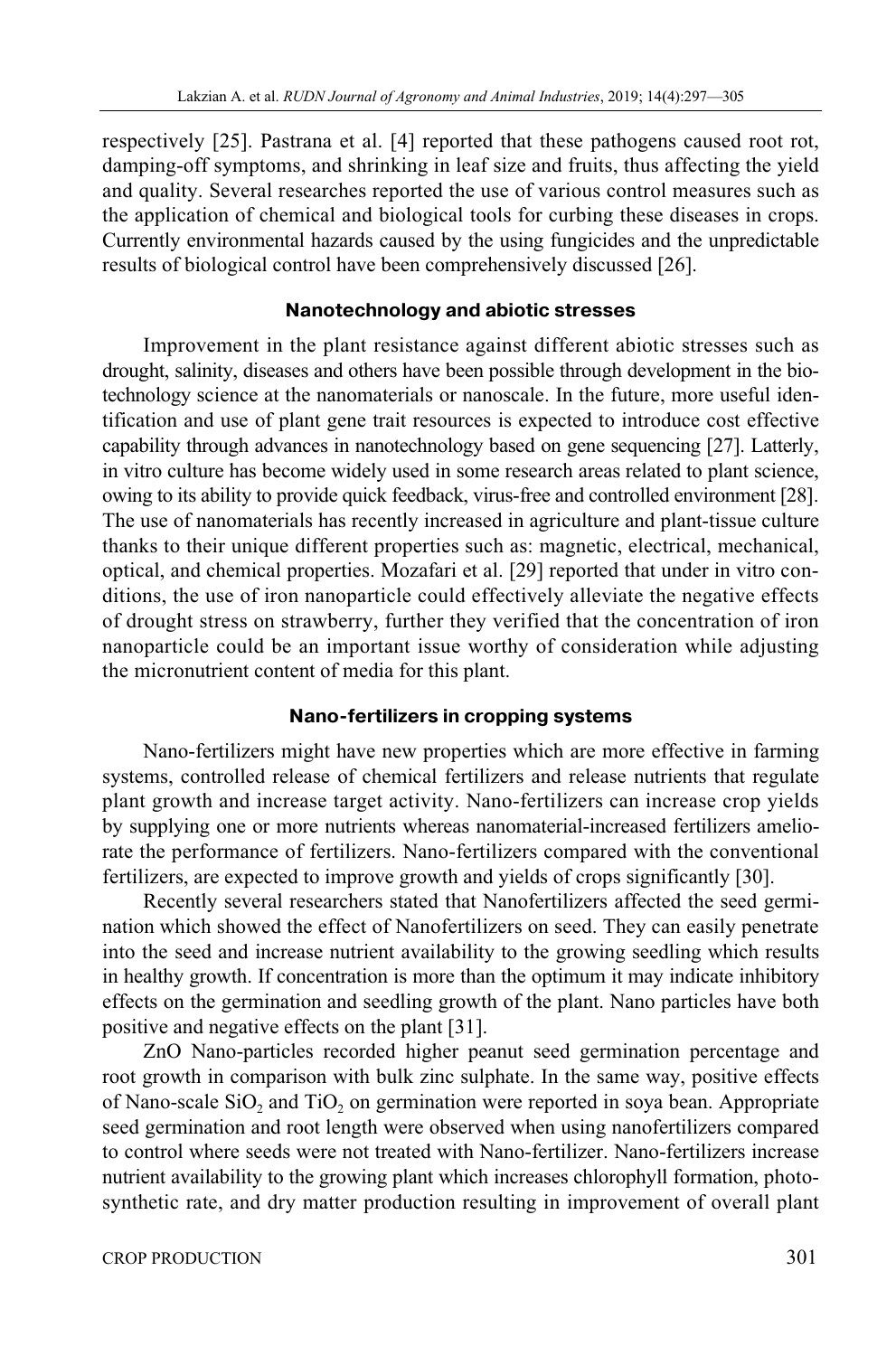respectively [25]. Pastrana et al. [4] reported that these pathogens caused root rot, damping-off symptoms, and shrinking in leaf size and fruits, thus affecting the yield and quality. Several researches reported the use of various control measures such as the application of chemical and biological tools for curbing these diseases in crops. Currently environmental hazards caused by the using fungicides and the unpredictable results of biological control have been comprehensively discussed [26].

### Nanotechnology and abiotic stresses

Improvement in the plant resistance against different abiotic stresses such as drought, salinity, diseases and others have been possible through development in the biotechnology science at the nanomaterials or nanoscale. In the future, more useful identification and use of plant gene trait resources is expected to introduce cost effective capability through advances in nanotechnology based on gene sequencing [27]. Latterly, in vitro culture has become widely used in some research areas related to plant science, owing to its ability to provide quick feedback, virus-free and controlled environment [28]. The use of nanomaterials has recently increased in agriculture and plant-tissue culture thanks to their unique different properties such as: magnetic, electrical, mechanical, optical, and chemical properties. Mozafari et al. [29] reported that under in vitro conditions, the use of iron nanoparticle could effectively alleviate the negative effects of drought stress on strawberry, further they verified that the concentration of iron nanoparticle could be an important issue worthy of consideration while adjusting the micronutrient content of media for this plant.

### Nano-fertilizers in cropping systems

Nano-fertilizers might have new properties which are more effective in farming systems, controlled release of chemical fertilizers and release nutrients that regulate plant growth and increase target activity. Nano-fertilizers can increase crop yields by supplying one or more nutrients whereas nanomaterial-increased fertilizers ameliorate the performance of fertilizers. Nano-fertilizers compared with the conventional fertilizers, are expected to improve growth and yields of crops significantly [30].

Recently several researchers stated that Nanofertilizers affected the seed germination which showed the effect of Nanofertilizers on seed. They can easily penetrate into the seed and increase nutrient availability to the growing seedling which results in healthy growth. If concentration is more than the optimum it may indicate inhibitory effects on the germination and seedling growth of the plant. Nano particles have both positive and negative effects on the plant [31].

ZnO Nano-particles recorded higher peanut seed germination percentage and root growth in comparison with bulk zinc sulphate. In the same way, positive effects of Nano-scale $SiO_2$ and $TiO_2$ on germination were reported in soya bean. Appropriate seed germination and root length were observed when using nanofertilizers compared to control where seeds were not treated with Nano-fertilizer. Nano-fertilizers increase nutrient availability to the growing plant which increases chlorophyll formation, photosynthetic rate, and dry matter production resulting in improvement of overall plant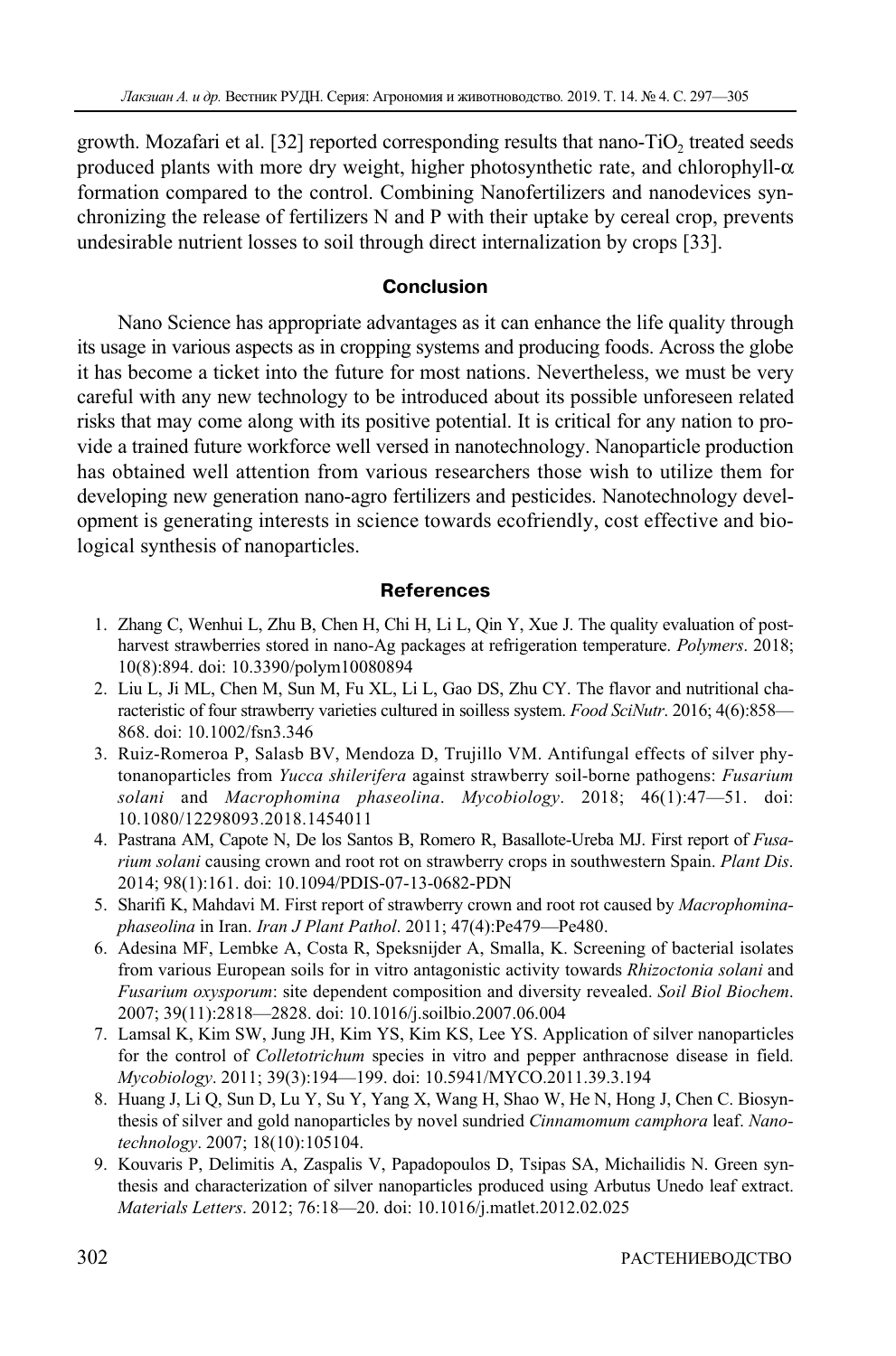growth. Mozafari et al. [32] reported corresponding results that nano-$TiO_2$ treated seeds produced plants with more dry weight, higher photosynthetic rate, and chlorophyll-$\alpha$ formation compared to the control. Combining Nanofertilizers and nanodevices synchronizing the release of fertilizers N and P with their uptake by cereal crop, prevents undesirable nutrient losses to soil through direct internalization by crops [33].

## Conclusion

Nano Science has appropriate advantages as it can enhance the life quality through its usage in various aspects as in cropping systems and producing foods. Across the globe it has become a ticket into the future for most nations. Nevertheless, we must be very careful with any new technology to be introduced about its possible unforeseen related risks that may come along with its positive potential. It is critical for any nation to provide a trained future workforce well versed in nanotechnology. Nanoparticle production has obtained well attention from various researchers those wish to utilize them for developing new generation nano-agro fertilizers and pesticides. Nanotechnology development is generating interests in science towards ecofriendly, cost effective and biological synthesis of nanoparticles.

## References

1. Zhang C, Wenhui L, Zhu B, Chen H, Chi H, Li L, Qin Y, Xue J. The quality evaluation of postharvest strawberries stored in nano-Ag packages at refrigeration temperature. *Polymers*. 2018; 10(8):894. doi: 10.3390/polym10080894
2. Liu L, Ji ML, Chen M, Sun M, Fu XL, Li L, Gao DS, Zhu CY. The flavor and nutritional characteristic of four strawberry varieties cultured in soilless system. *Food SciNutr*. 2016; 4(6):858—868. doi: 10.1002/fsn3.346
3. Ruiz-Romeroa P, Salasb BV, Mendoza D, Trujillo VM. Antifungal effects of silver phytonanoparticles from *Yucca shilerifera* against strawberry soil-borne pathogens: *Fusarium solani* and *Macrophomina phaseolina*. *Mycobiology*. 2018; 46(1):47—51. doi: 10.1080/12298093.2018.1454011
4. Pastrana AM, Capote N, De los Santos B, Romero R, Basallote-Ureba MJ. First report of *Fusarium solani* causing crown and root rot on strawberry crops in southwestern Spain. *Plant Dis*. 2014; 98(1):161. doi: 10.1094/PDIS-07-13-0682-PDN
5. Sharifi K, Mahdavi M. First report of strawberry crown and root rot caused by *Macrophomina-phaseolina* in Iran. *Iran J Plant Pathol*. 2011; 47(4):Pe479—Pe480.
6. Adesina MF, Lembke A, Costa R, Speksnijder A, Smalla, K. Screening of bacterial isolates from various European soils for in vitro antagonistic activity towards *Rhizoctonia solani* and *Fusarium oxysporum*: site dependent composition and diversity revealed. *Soil Biol Biochem*. 2007; 39(11):2818—2828. doi: 10.1016/j.soilbio.2007.06.004
7. Lamsal K, Kim SW, Jung JH, Kim YS, Kim KS, Lee YS. Application of silver nanoparticles for the control of *Colletotrichum* species in vitro and pepper anthracnose disease in field. *Mycobiology*. 2011; 39(3):194—199. doi: 10.5941/MYCO.2011.39.3.194
8. Huang J, Li Q, Sun D, Lu Y, Su Y, Yang X, Wang H, Shao W, He N, Hong J, Chen C. Biosynthesis of silver and gold nanoparticles by novel sundried *Cinnamomum camphora* leaf. *Nanotechnology*. 2007; 18(10):105104.
9. Kouvaris P, Delimitis A, Zaspalis V, Papadopoulos D, Tsipas SA, Michailidis N. Green synthesis and characterization of silver nanoparticles produced using Arbutus Unedo leaf extract. *Materials Letters*. 2012; 76:18—20. doi: 10.1016/j.matlet.2012.02.025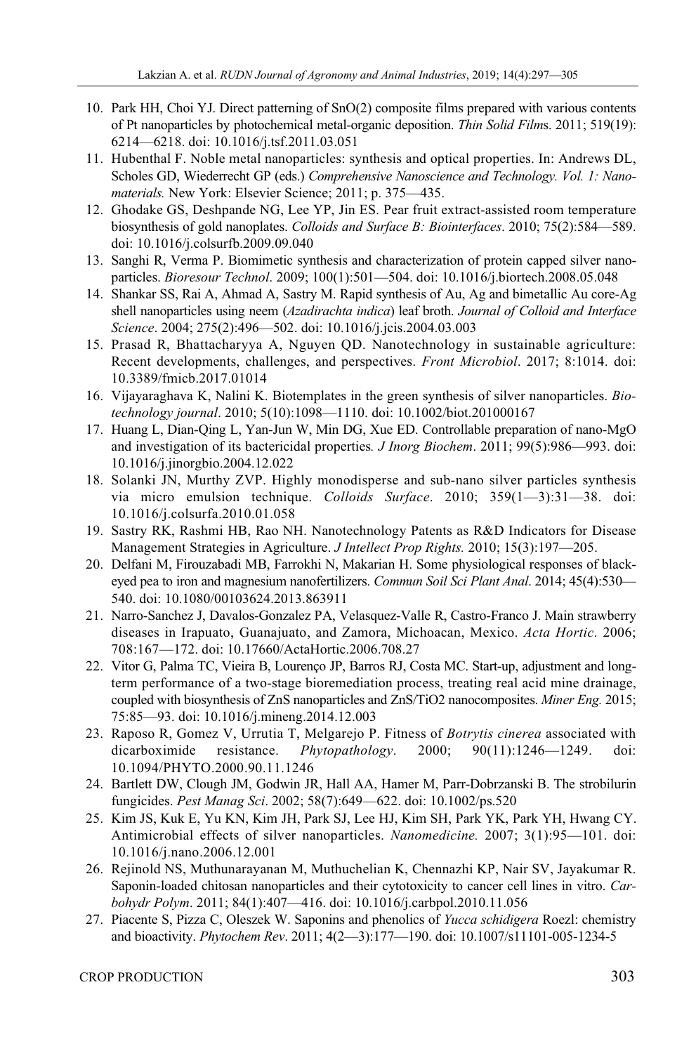10. Park HH, Choi YJ. Direct patterning of SnO(2) composite films prepared with various contents of Pt nanoparticles by photochemical metal-organic deposition. *Thin Solid Films*. 2011; 519(19): 6214—6218. doi: 10.1016/j.tsf.2011.03.051
11. Hubenthal F. Noble metal nanoparticles: synthesis and optical properties. In: Andrews DL, Scholes GD, Wiederrecht GP (eds.) *Comprehensive Nanoscience and Technology. Vol. 1: Nanomaterials.* New York: Elsevier Science; 2011; p. 375—435.
12. Ghodake GS, Deshpande NG, Lee YP, Jin ES. Pear fruit extract-assisted room temperature biosynthesis of gold nanoplates. *Colloids and Surface B: Biointerfaces*. 2010; 75(2):584—589. doi: 10.1016/j.colsurfb.2009.09.040
13. Sanghi R, Verma P. Biomimetic synthesis and characterization of protein capped silver nanoparticles. *Bioresour Technol*. 2009; 100(1):501—504. doi: 10.1016/j.biortech.2008.05.048
14. Shankar SS, Rai A, Ahmad A, Sastry M. Rapid synthesis of Au, Ag and bimetallic Au core-Ag shell nanoparticles using neem (*Azadirachta indica*) leaf broth. *Journal of Colloid and Interface Science*. 2004; 275(2):496—502. doi: 10.1016/j.jcis.2004.03.003
15. Prasad R, Bhattacharyya A, Nguyen QD. Nanotechnology in sustainable agriculture: Recent developments, challenges, and perspectives. *Front Microbiol*. 2017; 8:1014. doi: 10.3389/fmicb.2017.01014
16. Vijayaraghava K, Nalini K. Biotemplates in the green synthesis of silver nanoparticles. *Biotechnology journal*. 2010; 5(10):1098—1110. doi: 10.1002/biot.201000167
17. Huang L, Dian-Qing L, Yan-Jun W, Min DG, Xue ED. Controllable preparation of nano-MgO and investigation of its bactericidal properties. *J Inorg Biochem*. 2011; 99(5):986—993. doi: 10.1016/j.jinorgbio.2004.12.022
18. Solanki JN, Murthy ZVP. Highly monodisperse and sub-nano silver particles synthesis via micro emulsion technique. *Colloids Surface*. 2010; 359(1—3):31—38. doi: 10.1016/j.colsurfa.2010.01.058
19. Sastry RK, Rashmi HB, Rao NH. Nanotechnology Patents as R&D Indicators for Disease Management Strategies in Agriculture. *J Intellect Prop Rights.* 2010; 15(3):197—205.
20. Delfani M, Firouzabadi MB, Farrokhi N, Makarian H. Some physiological responses of black-eyed pea to iron and magnesium nanofertilizers. *Commun Soil Sci Plant Anal*. 2014; 45(4):530—540. doi: 10.1080/00103624.2013.863911
21. Narro-Sanchez J, Davalos-Gonzalez PA, Velasquez-Valle R, Castro-Franco J. Main strawberry diseases in Irapuato, Guanajuato, and Zamora, Michoacan, Mexico. *Acta Hortic*. 2006; 708:167—172. doi: 10.17660/ActaHortic.2006.708.27
22. Vitor G, Palma TC, Vieira B, Lourenço JP, Barros RJ, Costa MC. Start-up, adjustment and long-term performance of a two-stage bioremediation process, treating real acid mine drainage, coupled with biosynthesis of ZnS nanoparticles and ZnS/TiO2 nanocomposites. *Miner Eng.* 2015; 75:85—93. doi: 10.1016/j.mineng.2014.12.003
23. Raposo R, Gomez V, Urrutia T, Melgarejo P. Fitness of *Botrytis cinerea* associated with dicarboximide resistance. *Phytopathology*. 2000; 90(11):1246—1249. doi: 10.1094/PHYTO.2000.90.11.1246
24. Bartlett DW, Clough JM, Godwin JR, Hall AA, Hamer M, Parr-Dobrzanski B. The strobilurin fungicides. *Pest Manag Sci*. 2002; 58(7):649—622. doi: 10.1002/ps.520
25. Kim JS, Kuk E, Yu KN, Kim JH, Park SJ, Lee HJ, Kim SH, Park YK, Park YH, Hwang CY. Antimicrobial effects of silver nanoparticles. *Nanomedicine.* 2007; 3(1):95—101. doi: 10.1016/j.nano.2006.12.001
26. Rejinold NS, Muthunarayanan M, Muthuchelian K, Chennazhi KP, Nair SV, Jayakumar R. Saponin-loaded chitosan nanoparticles and their cytotoxicity to cancer cell lines in vitro. *Carbohydr Polym*. 2011; 84(1):407—416. doi: 10.1016/j.carbpol.2010.11.056
27. Piacente S, Pizza C, Oleszek W. Saponins and phenolics of *Yucca schidigera* Roezl: chemistry and bioactivity. *Phytochem Rev*. 2011; 4(2—3):177—190. doi: 10.1007/s11101-005-1234-5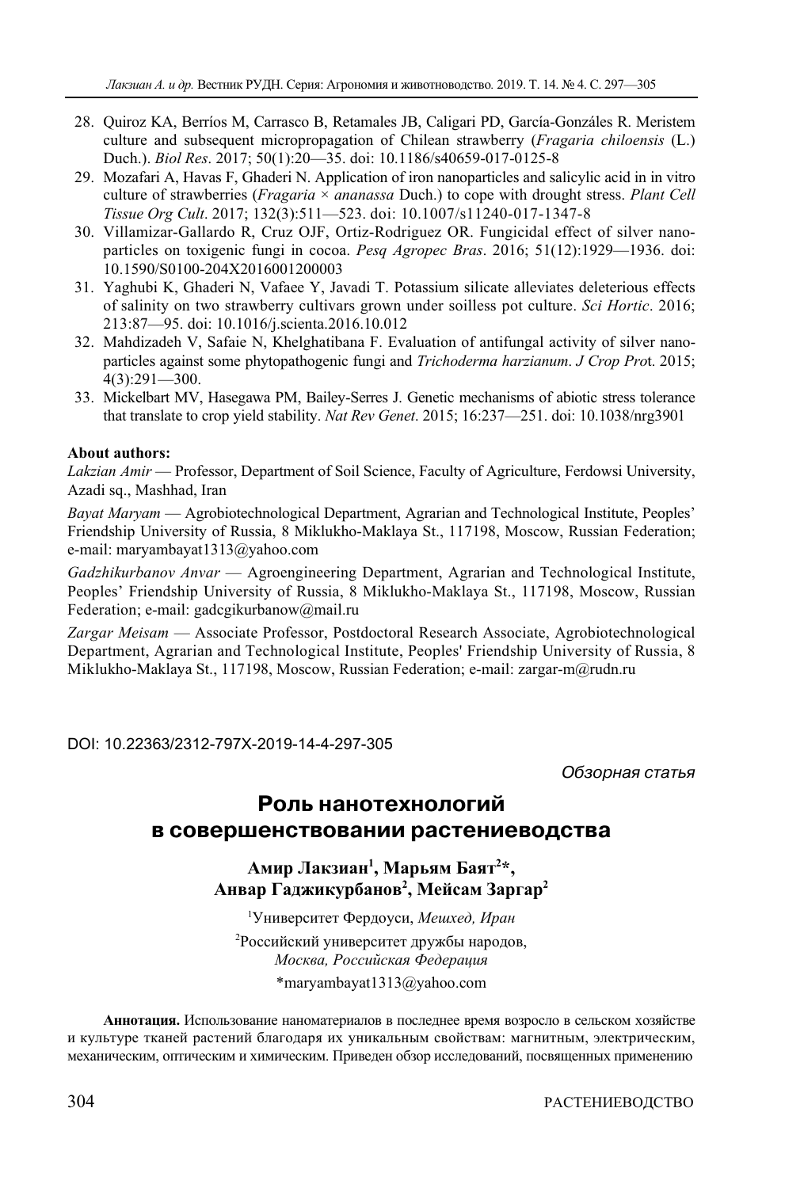28. Quiroz KA, Berríos M, Carrasco B, Retamales JB, Caligari PD, García-Gonzáles R. Meristem culture and subsequent micropropagation of Chilean strawberry (*Fragaria chiloensis* (L.) Duch.). *Biol Res*. 2017; 50(1):20—35. doi: 10.1186/s40659-017-0125-8
29. Mozafari A, Havas F, Ghaderi N. Application of iron nanoparticles and salicylic acid in in vitro culture of strawberries (*Fragaria × ananassa* Duch.) to cope with drought stress. *Plant Cell Tissue Org Cult*. 2017; 132(3):511—523. doi: 10.1007/s11240-017-1347-8
30. Villamizar-Gallardo R, Cruz OJF, Ortiz-Rodriguez OR. Fungicidal effect of silver nanoparticles on toxigenic fungi in cocoa. *Pesq Agropec Bras*. 2016; 51(12):1929—1936. doi: 10.1590/S0100-204X2016001200003
31. Yaghubi K, Ghaderi N, Vafaee Y, Javadi T. Potassium silicate alleviates deleterious effects of salinity on two strawberry cultivars grown under soilless pot culture. *Sci Hortic*. 2016; 213:87—95. doi: 10.1016/j.scienta.2016.10.012
32. Mahdizadeh V, Safaie N, Khelghatibana F. Evaluation of antifungal activity of silver nanoparticles against some phytopathogenic fungi and *Trichoderma harzianum*. *J Crop Pro*t. 2015; 4(3):291—300.
33. Mickelbart MV, Hasegawa PM, Bailey-Serres J. Genetic mechanisms of abiotic stress tolerance that translate to crop yield stability. *Nat Rev Genet*. 2015; 16:237—251. doi: 10.1038/nrg3901

**About authors:**

*Lakzian Amir* — Professor, Department of Soil Science, Faculty of Agriculture, Ferdowsi University, Azadi sq., Mashhad, Iran

*Bayat Maryam* — Agrobiotechnological Department, Agrarian and Technological Institute, Peoples' Friendship University of Russia, 8 Miklukho-Maklaya St., 117198, Moscow, Russian Federation; e-mail: maryambayat1313@yahoo.com

*Gadzhikurbanov Anvar* — Agroengineering Department, Agrarian and Technological Institute, Peoples' Friendship University of Russia, 8 Miklukho-Maklaya St., 117198, Moscow, Russian Federation; e-mail: gadcgikurbanow@mail.ru

*Zargar Meisam* — Associate Professor, Postdoctoral Research Associate, Agrobiotechnological Department, Agrarian and Technological Institute, Peoples' Friendship University of Russia, 8 Miklukho-Maklaya St., 117198, Moscow, Russian Federation; e-mail: zargar-m@rudn.ru

DOI: 10.22363/2312-797X-2019-14-4-297-305

*Обзорная статья*

# Роль нанотехнологий в совершенствовании растениеводства

**Амир Лакзиан[1], Марьям Баят[2]*, Анвар Гаджикурбанов[2], Мейсам Заргар[2]**

[1]Университет Фердоуси, *Мешхед, Иран*

[2]Российский университет дружбы народов, *Москва, Российская Федерация*

*maryambayat1313@yahoo.com

**Аннотация.** Использование наноматериалов в последнее время возросло в сельском хозяйстве и культуре тканей растений благодаря их уникальным свойствам: магнитным, электрическим, механическим, оптическим и химическим. Приведен обзор исследований, посвященных применению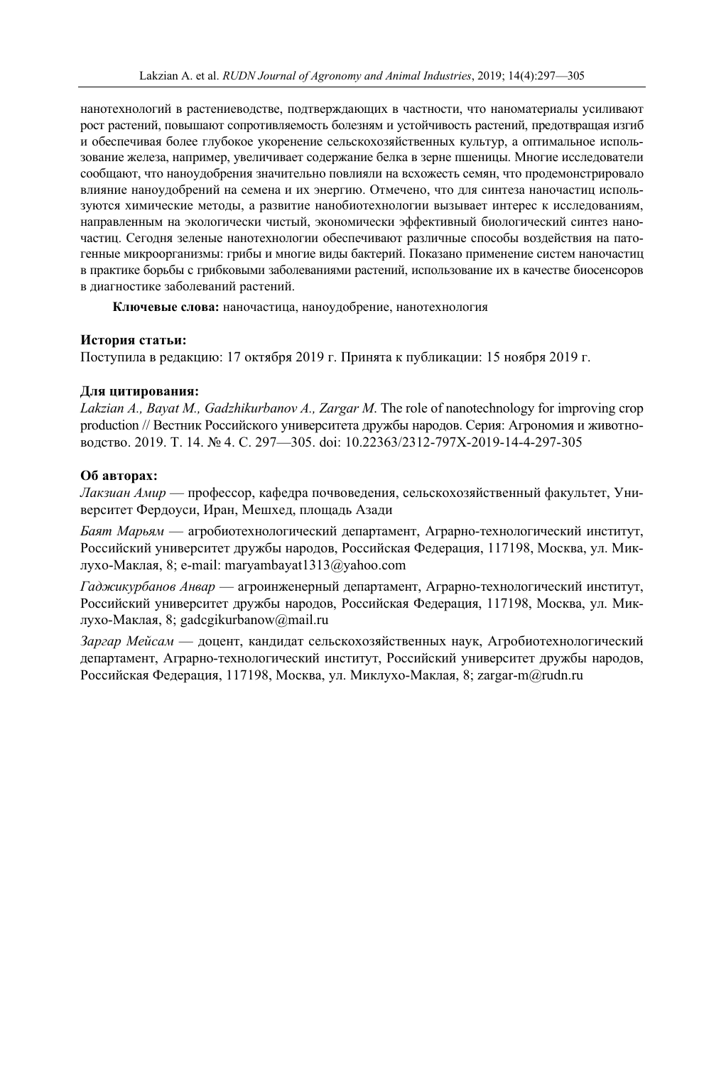нанотехнологий в растениеводстве, подтверждающих в частности, что наноматериалы усиливают рост растений, повышают сопротивляемость болезням и устойчивость растений, предотвращая изгиб и обеспечивая более глубокое укоренение сельскохозяйственных культур, а оптимальное использование железа, например, увеличивает содержание белка в зерне пшеницы. Многие исследователи сообщают, что наноудобрения значительно повлияли на всхожесть семян, что продемонстрировало влияние наноудобрений на семена и их энергию. Отмечено, что для синтеза наночастиц используются химические методы, а развитие нанобиотехнологии вызывает интерес к исследованиям, направленным на экологически чистый, экономически эффективный биологический синтез наночастиц. Сегодня зеленые нанотехнологии обеспечивают различные способы воздействия на патогенные микроорганизмы: грибы и многие виды бактерий. Показано применение систем наночастиц в практике борьбы с грибковыми заболеваниями растений, использование их в качестве биосенсоров в диагностике заболеваний растений.

**Ключевые слова:** наночастица, наноудобрение, нанотехнология

**История статьи:**

Поступила в редакцию: 17 октября 2019 г. Принята к публикации: 15 ноября 2019 г.

**Для цитирования:**

*Lakzian A., Bayat M., Gadzhikurbanov A., Zargar M.* The role of nanotechnology for improving crop production // Вестник Российского университета дружбы народов. Серия: Агрономия и животноводство. 2019. Т. 14. № 4. С. 297—305. doi: 10.22363/2312-797X-2019-14-4-297-305

**Об авторах:**

*Лакзиан Амир* — профессор, кафедра почвоведения, сельскохозяйственный факультет, Университет Фердоуси, Иран, Мешхед, площадь Азади

*Баят Марьям* — агробиотехнологический департамент, Аграрно-технологический институт, Российский университет дружбы народов, Российская Федерация, 117198, Москва, ул. Миклухо-Маклая, 8; e-mail: maryambayat1313@yahoo.com

*Гаджикурбанов Анвар* — агроинженерный департамент, Аграрно-технологический институт, Российский университет дружбы народов, Российская Федерация, 117198, Москва, ул. Миклухо-Маклая, 8; gadcgikurbanow@mail.ru

*Заргар Мейсам* — доцент, кандидат сельскохозяйственных наук, Агробиотехнологический департамент, Аграрно-технологический институт, Российский университет дружбы народов, Российская Федерация, 117198, Москва, ул. Миклухо-Маклая, 8; zargar-m@rudn.ru